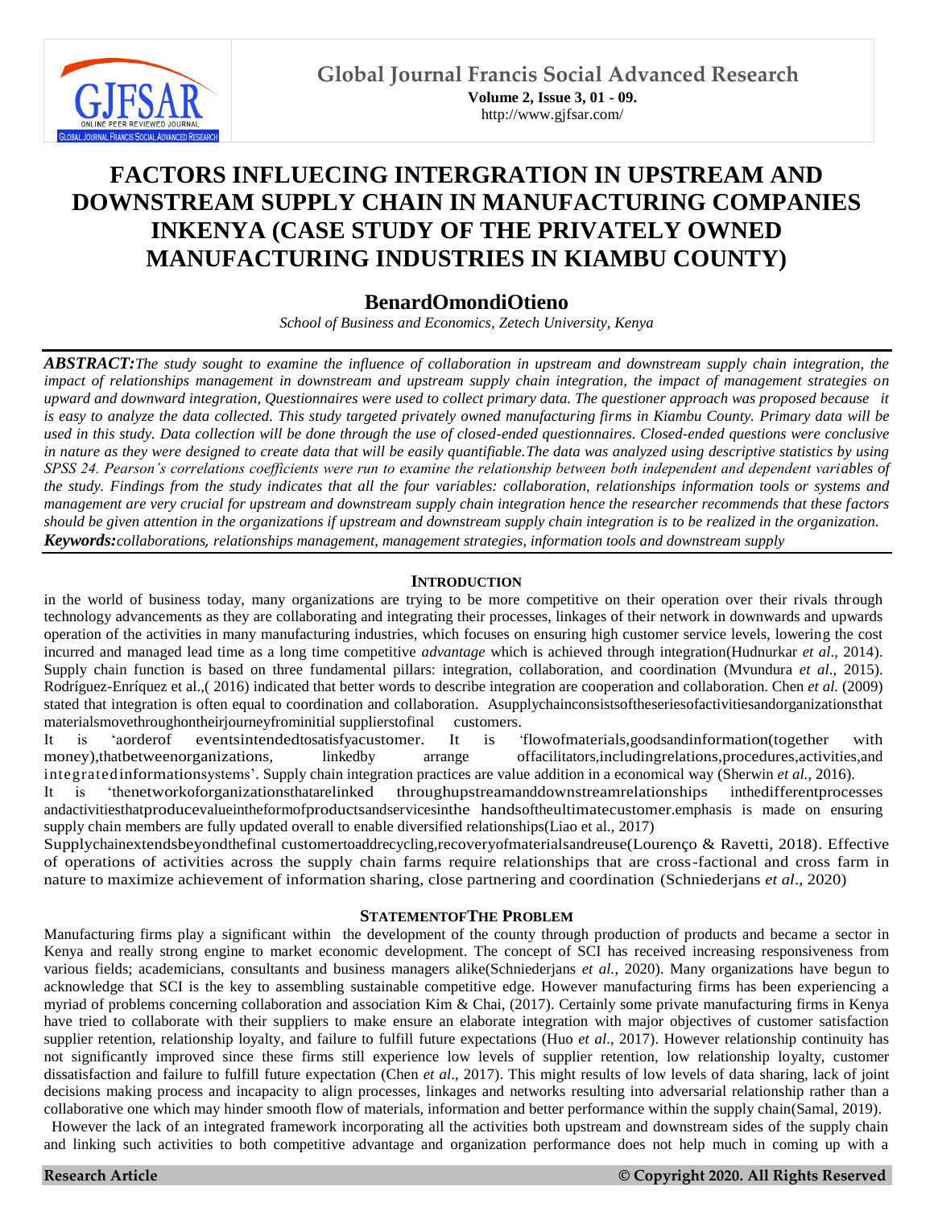# FACTORS INFLUECING INTERGRATION IN UPSTREAM AND DOWNSTREAM SUPPLY CHAIN IN MANUFACTURING COMPANIES INKENYA (CASE STUDY OF THE PRIVATELY OWNED MANUFACTURING INDUSTRIES IN KIAMBU COUNTY)

## BenardOmondiOtieno

*School of Business and Economics, Zetech University, Kenya*

***ABSTRACT:****The study sought to examine the influence of collaboration in upstream and downstream supply chain integration, the impact of relationships management in downstream and upstream supply chain integration, the impact of management strategies on upward and downward integration, Questionnaires were used to collect primary data. The questioner approach was proposed because it is easy to analyze the data collected. This study targeted privately owned manufacturing firms in Kiambu County. Primary data will be used in this study. Data collection will be done through the use of closed-ended questionnaires. Closed-ended questions were conclusive in nature as they were designed to create data that will be easily quantifiable.The data was analyzed using descriptive statistics by using SPSS 24. Pearson's correlations coefficients were run to examine the relationship between both independent and dependent variables of the study. Findings from the study indicates that all the four variables: collaboration, relationships information tools or systems and management are very crucial for upstream and downstream supply chain integration hence the researcher recommends that these factors should be given attention in the organizations if upstream and downstream supply chain integration is to be realized in the organization.*

***Keywords:****collaborations, relationships management, management strategies, information tools and downstream supply*

## INTRODUCTION

in the world of business today, many organizations are trying to be more competitive on their operation over their rivals through technology advancements as they are collaborating and integrating their processes, linkages of their network in downwards and upwards operation of the activities in many manufacturing industries, which focuses on ensuring high customer service levels, lowering the cost incurred and managed lead time as a long time competitive *advantage* which is achieved through integration(Hudnurkar *et al*., 2014). Supply chain function is based on three fundamental pillars: integration, collaboration, and coordination (Mvundura *et al*., 2015). Rodríguez-Enríquez et al.,( 2016) indicated that better words to describe integration are cooperation and collaboration. Chen *et al.* (2009) stated that integration is often equal to coordination and collaboration. Asupplychainconsistsoftheseriesofactivitiesandorganizationsthat materialsmovethroughontheirjourneyfrominitial supplierstofinal customers.

It is 'aorderof eventsintendedtosatisfyacustomer. It is 'flowofmaterials,goodsandinformation(together with money),thatbetweenorganizations, linkedby arrange offacilitators,includingrelations,procedures,activities,and integratedinformationsystems'. Supply chain integration practices are value addition in a economical way (Sherwin *et al.*, 2016).

It is 'thenetworkoforganizationsthatarelinked throughupstreamanddownstreamrelationships inthedifferentprocesses andactivitiesthatproducevalueintheformofproductsandservicesinthe handsoftheultimatecustomer.emphasis is made on ensuring supply chain members are fully updated overall to enable diversified relationships(Liao et al., 2017)

Supplychainextendsbeyondthefinal customertoaddrecycling,recoveryofmaterialsandreuse(Lourenço & Ravetti, 2018). Effective of operations of activities across the supply chain farms require relationships that are cross-factional and cross farm in nature to maximize achievement of information sharing, close partnering and coordination (Schniederjans *et al*., 2020)

## STATEMENTOFTHE PROBLEM

Manufacturing firms play a significant within the development of the county through production of products and became a sector in Kenya and really strong engine to market economic development. The concept of SCI has received increasing responsiveness from various fields; academicians, consultants and business managers alike(Schniederjans *et al.*, 2020). Many organizations have begun to acknowledge that SCI is the key to assembling sustainable competitive edge. However manufacturing firms has been experiencing a myriad of problems concerning collaboration and association Kim & Chai, (2017). Certainly some private manufacturing firms in Kenya have tried to collaborate with their suppliers to make ensure an elaborate integration with major objectives of customer satisfaction supplier retention, relationship loyalty, and failure to fulfill future expectations (Huo *et al*., 2017). However relationship continuity has not significantly improved since these firms still experience low levels of supplier retention, low relationship loyalty, customer dissatisfaction and failure to fulfill future expectation (Chen *et al*., 2017). This might results of low levels of data sharing, lack of joint decisions making process and incapacity to align processes, linkages and networks resulting into adversarial relationship rather than a collaborative one which may hinder smooth flow of materials, information and better performance within the supply chain(Samal, 2019).

However the lack of an integrated framework incorporating all the activities both upstream and downstream sides of the supply chain and linking such activities to both competitive advantage and organization performance does not help much in coming up with a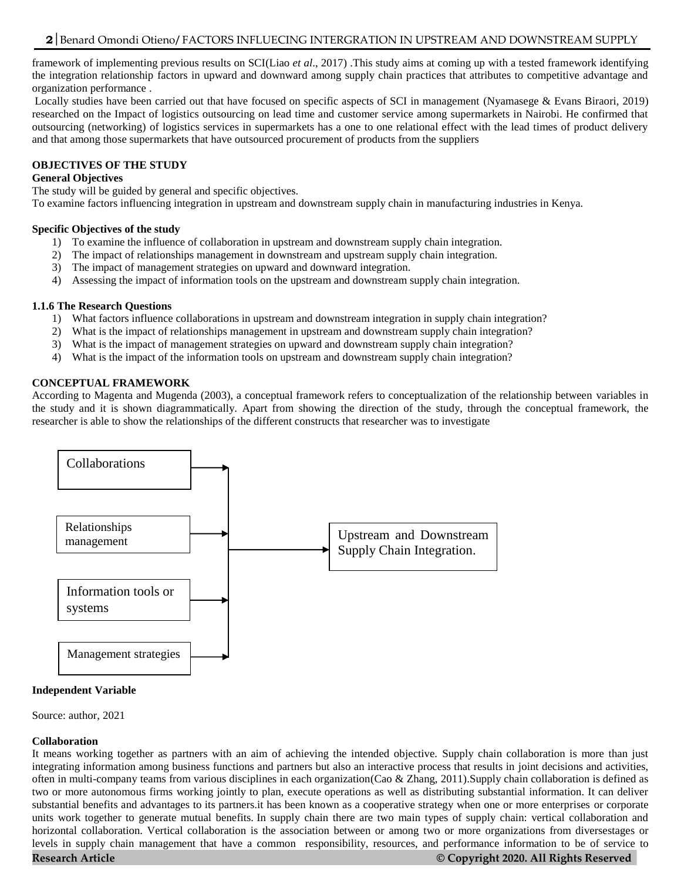framework of implementing previous results on SCI(Liao *et al*., 2017) .This study aims at coming up with a tested framework identifying the integration relationship factors in upward and downward among supply chain practices that attributes to competitive advantage and organization performance .

Locally studies have been carried out that have focused on specific aspects of SCI in management (Nyamasege & Evans Biraori, 2019) researched on the Impact of logistics outsourcing on lead time and customer service among supermarkets in Nairobi. He confirmed that outsourcing (networking) of logistics services in supermarkets has a one to one relational effect with the lead times of product delivery and that among those supermarkets that have outsourced procurement of products from the suppliers

**OBJECTIVES OF THE STUDY**

**General Objectives**

The study will be guided by general and specific objectives.

To examine factors influencing integration in upstream and downstream supply chain in manufacturing industries in Kenya.

**Specific Objectives of the study**

1) To examine the influence of collaboration in upstream and downstream supply chain integration.
2) The impact of relationships management in downstream and upstream supply chain integration.
3) The impact of management strategies on upward and downward integration.
4) Assessing the impact of information tools on the upstream and downstream supply chain integration.

**1.1.6 The Research Questions**

1) What factors influence collaborations in upstream and downstream integration in supply chain integration?
2) What is the impact of relationships management in upstream and downstream supply chain integration?
3) What is the impact of management strategies on upward and downstream supply chain integration?
4) What is the impact of the information tools on upstream and downstream supply chain integration?

**CONCEPTUAL FRAMEWORK**

According to Magenta and Mugenda (2003), a conceptual framework refers to conceptualization of the relationship between variables in the study and it is shown diagrammatically. Apart from showing the direction of the study, through the conceptual framework, the researcher is able to show the relationships of the different constructs that researcher was to investigate

Collaborations

Relationships management

Information tools or systems

Management strategies

Upstream and Downstream Supply Chain Integration.

**Independent Variable**

Source: author, 2021

**Collaboration**

It means working together as partners with an aim of achieving the intended objective. Supply chain collaboration is more than just integrating information among business functions and partners but also an interactive process that results in joint decisions and activities, often in multi-company teams from various disciplines in each organization(Cao & Zhang, 2011).Supply chain collaboration is defined as two or more autonomous firms working jointly to plan, execute operations as well as distributing substantial information. It can deliver substantial benefits and advantages to its partners.it has been known as a cooperative strategy when one or more enterprises or corporate units work together to generate mutual benefits. In supply chain there are two main types of supply chain: vertical collaboration and horizontal collaboration. Vertical collaboration is the association between or among two or more organizations from diversestages or levels in supply chain management that have a common responsibility, resources, and performance information to be of service to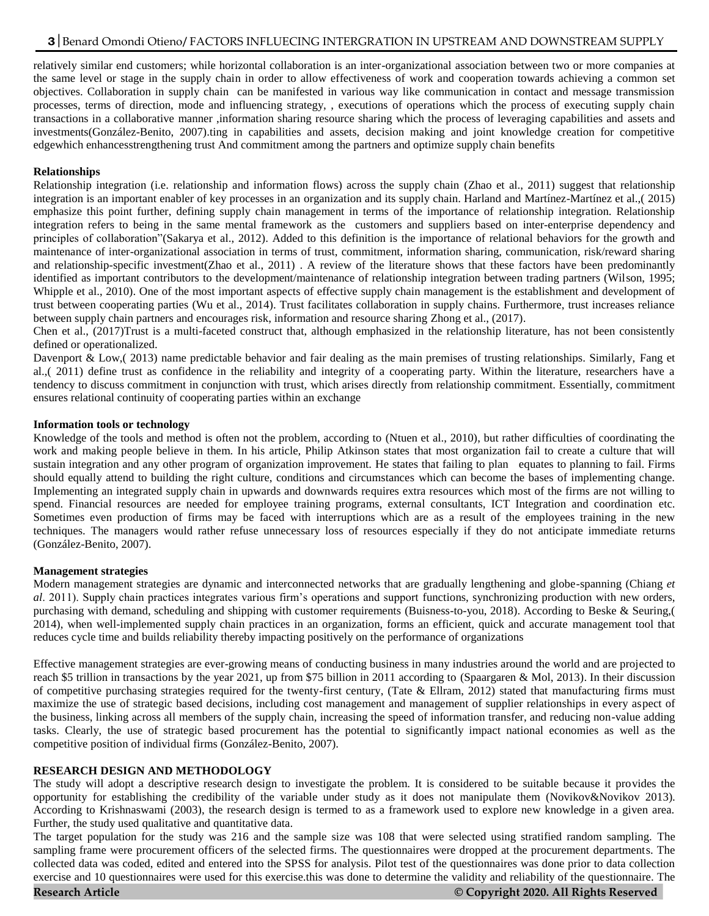relatively similar end customers; while horizontal collaboration is an inter-organizational association between two or more companies at the same level or stage in the supply chain in order to allow effectiveness of work and cooperation towards achieving a common set objectives. Collaboration in supply chain can be manifested in various way like communication in contact and message transmission processes, terms of direction, mode and influencing strategy, , executions of operations which the process of executing supply chain transactions in a collaborative manner ,information sharing resource sharing which the process of leveraging capabilities and assets and investments(González-Benito, 2007).ting in capabilities and assets, decision making and joint knowledge creation for competitive edgewhich enhancesstrengthening trust And commitment among the partners and optimize supply chain benefits

**Relationships**

Relationship integration (i.e. relationship and information flows) across the supply chain (Zhao et al., 2011) suggest that relationship integration is an important enabler of key processes in an organization and its supply chain. Harland and Martínez-Martínez et al.,( 2015) emphasize this point further, defining supply chain management in terms of the importance of relationship integration. Relationship integration refers to being in the same mental framework as the customers and suppliers based on inter-enterprise dependency and principles of collaboration"(Sakarya et al., 2012). Added to this definition is the importance of relational behaviors for the growth and maintenance of inter-organizational association in terms of trust, commitment, information sharing, communication, risk/reward sharing and relationship-specific investment(Zhao et al., 2011) . A review of the literature shows that these factors have been predominantly identified as important contributors to the development/maintenance of relationship integration between trading partners (Wilson, 1995; Whipple et al., 2010). One of the most important aspects of effective supply chain management is the establishment and development of trust between cooperating parties (Wu et al., 2014). Trust facilitates collaboration in supply chains. Furthermore, trust increases reliance between supply chain partners and encourages risk, information and resource sharing Zhong et al., (2017).

Chen et al., (2017)Trust is a multi-faceted construct that, although emphasized in the relationship literature, has not been consistently defined or operationalized.

Davenport & Low,( 2013) name predictable behavior and fair dealing as the main premises of trusting relationships. Similarly, Fang et al.,( 2011) define trust as confidence in the reliability and integrity of a cooperating party. Within the literature, researchers have a tendency to discuss commitment in conjunction with trust, which arises directly from relationship commitment. Essentially, commitment ensures relational continuity of cooperating parties within an exchange

**Information tools or technology**

Knowledge of the tools and method is often not the problem, according to (Ntuen et al., 2010), but rather difficulties of coordinating the work and making people believe in them. In his article, Philip Atkinson states that most organization fail to create a culture that will sustain integration and any other program of organization improvement. He states that failing to plan equates to planning to fail. Firms should equally attend to building the right culture, conditions and circumstances which can become the bases of implementing change. Implementing an integrated supply chain in upwards and downwards requires extra resources which most of the firms are not willing to spend. Financial resources are needed for employee training programs, external consultants, ICT Integration and coordination etc. Sometimes even production of firms may be faced with interruptions which are as a result of the employees training in the new techniques. The managers would rather refuse unnecessary loss of resources especially if they do not anticipate immediate returns (González-Benito, 2007).

**Management strategies**

Modern management strategies are dynamic and interconnected networks that are gradually lengthening and globe-spanning (Chiang *et al*. 2011). Supply chain practices integrates various firm's operations and support functions, synchronizing production with new orders, purchasing with demand, scheduling and shipping with customer requirements (Buisness-to-you, 2018). According to Beske & Seuring,( 2014), when well-implemented supply chain practices in an organization, forms an efficient, quick and accurate management tool that reduces cycle time and builds reliability thereby impacting positively on the performance of organizations

Effective management strategies are ever-growing means of conducting business in many industries around the world and are projected to reach $5 trillion in transactions by the year 2021, up from $75 billion in 2011 according to (Spaargaren & Mol, 2013). In their discussion of competitive purchasing strategies required for the twenty-first century, (Tate & Ellram, 2012) stated that manufacturing firms must maximize the use of strategic based decisions, including cost management and management of supplier relationships in every aspect of the business, linking across all members of the supply chain, increasing the speed of information transfer, and reducing non-value adding tasks. Clearly, the use of strategic based procurement has the potential to significantly impact national economies as well as the competitive position of individual firms (González-Benito, 2007).

**RESEARCH DESIGN AND METHODOLOGY**

The study will adopt a descriptive research design to investigate the problem. It is considered to be suitable because it provides the opportunity for establishing the credibility of the variable under study as it does not manipulate them (Novikov&Novikov 2013). According to Krishnaswami (2003), the research design is termed to as a framework used to explore new knowledge in a given area. Further, the study used qualitative and quantitative data.

The target population for the study was 216 and the sample size was 108 that were selected using stratified random sampling. The sampling frame were procurement officers of the selected firms. The questionnaires were dropped at the procurement departments. The collected data was coded, edited and entered into the SPSS for analysis. Pilot test of the questionnaires was done prior to data collection exercise and 10 questionnaires were used for this exercise.this was done to determine the validity and reliability of the questionnaire. The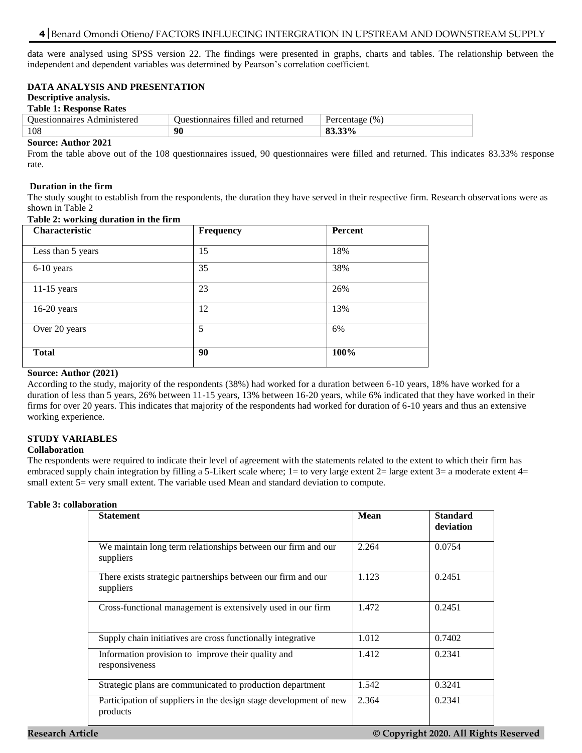data were analysed using SPSS version 22. The findings were presented in graphs, charts and tables. The relationship between the independent and dependent variables was determined by Pearson's correlation coefficient.

## DATA ANALYSIS AND PRESENTATION

### Descriptive analysis.

**Table 1: Response Rates**

| Questionnaires Administered | Questionnaires filled and returned | Percentage (%) |
|---|---|---|
| 108 | **90** | **83.33%** |

**Source: Author 2021**

From the table above out of the 108 questionnaires issued, 90 questionnaires were filled and returned. This indicates 83.33% response rate.

### Duration in the firm

The study sought to establish from the respondents, the duration they have served in their respective firm. Research observations were as shown in Table 2

**Table 2: working duration in the firm**

| Characteristic | Frequency | Percent |
|---|---|---|
| Less than 5 years | 15 | 18% |
| 6-10 years | 35 | 38% |
| 11-15 years | 23 | 26% |
| 16-20 years | 12 | 13% |
| Over 20 years | 5 | 6% |
| **Total** | **90** | **100%** |

**Source: Author (2021)**

According to the study, majority of the respondents (38%) had worked for a duration between 6-10 years, 18% have worked for a duration of less than 5 years, 26% between 11-15 years, 13% between 16-20 years, while 6% indicated that they have worked in their firms for over 20 years. This indicates that majority of the respondents had worked for duration of 6-10 years and thus an extensive working experience.

## STUDY VARIABLES

### Collaboration

The respondents were required to indicate their level of agreement with the statements related to the extent to which their firm has embraced supply chain integration by filling a 5-Likert scale where; 1= to very large extent 2= large extent 3= a moderate extent 4= small extent 5= very small extent. The variable used Mean and standard deviation to compute.

**Table 3: collaboration**

| Statement | Mean | Standard deviation |
|---|---|---|
| We maintain long term relationships between our firm and our suppliers | 2.264 | 0.0754 |
| There exists strategic partnerships between our firm and our suppliers | 1.123 | 0.2451 |
| Cross-functional management is extensively used in our firm | 1.472 | 0.2451 |
| Supply chain initiatives are cross functionally integrative | 1.012 | 0.7402 |
| Information provision to improve their quality and responsiveness | 1.412 | 0.2341 |
| Strategic plans are communicated to production department | 1.542 | 0.3241 |
| Participation of suppliers in the design stage development of new products | 2.364 | 0.2341 |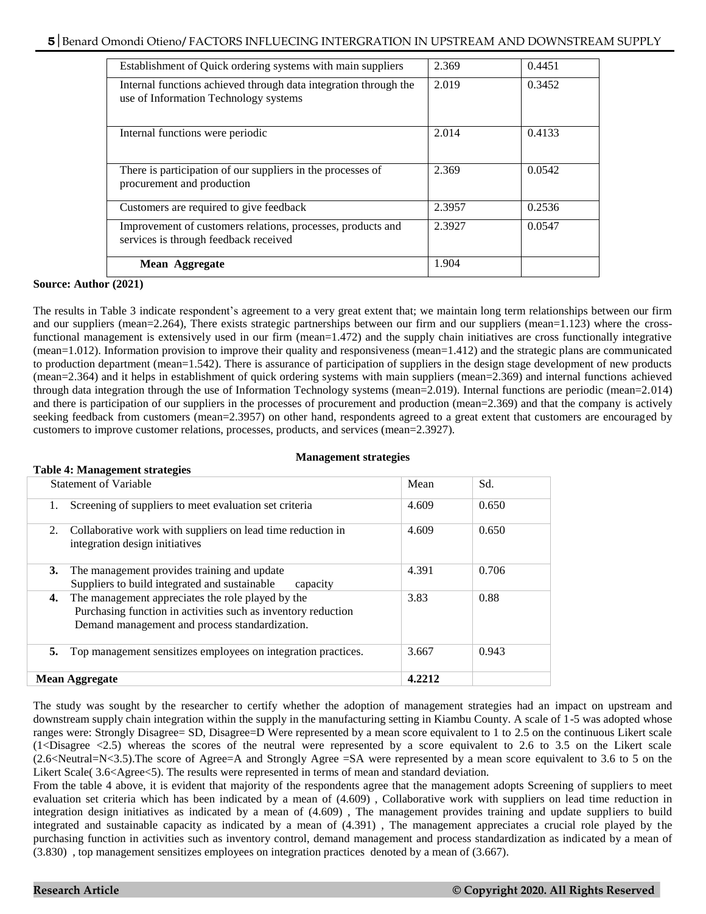| | | |
|---|---|---|
| Establishment of Quick ordering systems with main suppliers | 2.369 | 0.4451 |
| Internal functions achieved through data integration through the use of Information Technology systems | 2.019 | 0.3452 |
| Internal functions were periodic | 2.014 | 0.4133 |
| There is participation of our suppliers in the processes of procurement and production | 2.369 | 0.0542 |
| Customers are required to give feedback | 2.3957 | 0.2536 |
| Improvement of customers relations, processes, products and services is through feedback received | 2.3927 | 0.0547 |
| **Mean Aggregate** | 1.904 | |

**Source: Author (2021)**

The results in Table 3 indicate respondent's agreement to a very great extent that; we maintain long term relationships between our firm and our suppliers (mean=2.264), There exists strategic partnerships between our firm and our suppliers (mean=1.123) where the cross-functional management is extensively used in our firm (mean=1.472) and the supply chain initiatives are cross functionally integrative (mean=1.012). Information provision to improve their quality and responsiveness (mean=1.412) and the strategic plans are communicated to production department (mean=1.542). There is assurance of participation of suppliers in the design stage development of new products (mean=2.364) and it helps in establishment of quick ordering systems with main suppliers (mean=2.369) and internal functions achieved through data integration through the use of Information Technology systems (mean=2.019). Internal functions are periodic (mean=2.014) and there is participation of our suppliers in the processes of procurement and production (mean=2.369) and that the company is actively seeking feedback from customers (mean=2.3957) on other hand, respondents agreed to a great extent that customers are encouraged by customers to improve customer relations, processes, products, and services (mean=2.3927).

**Management strategies**

**Table 4: Management strategies**

| Statement of Variable | Mean | Sd. |
|---|---|---|
| 1. Screening of suppliers to meet evaluation set criteria | 4.609 | 0.650 |
| 2. Collaborative work with suppliers on lead time reduction in integration design initiatives | 4.609 | 0.650 |
| **3.** The management provides training and update Suppliers to build integrated and sustainable capacity | 4.391 | 0.706 |
| **4.** The management appreciates the role played by the Purchasing function in activities such as inventory reduction Demand management and process standardization. | 3.83 | 0.88 |
| **5.** Top management sensitizes employees on integration practices. | 3.667 | 0.943 |
| **Mean Aggregate** | **4.2212** | |

The study was sought by the researcher to certify whether the adoption of management strategies had an impact on upstream and downstream supply chain integration within the supply in the manufacturing setting in Kiambu County. A scale of 1-5 was adopted whose ranges were: Strongly Disagree= SD, Disagree=D Were represented by a mean score equivalent to 1 to 2.5 on the continuous Likert scale (1<Disagree <2.5) whereas the scores of the neutral were represented by a score equivalent to 2.6 to 3.5 on the Likert scale (2.6<Neutral=N<3.5).The score of Agree=A and Strongly Agree =SA were represented by a mean score equivalent to 3.6 to 5 on the Likert Scale( 3.6<Agree<5). The results were represented in terms of mean and standard deviation.

From the table 4 above, it is evident that majority of the respondents agree that the management adopts Screening of suppliers to meet evaluation set criteria which has been indicated by a mean of (4.609) , Collaborative work with suppliers on lead time reduction in integration design initiatives as indicated by a mean of (4.609) , The management provides training and update suppliers to build integrated and sustainable capacity as indicated by a mean of (4.391) , The management appreciates a crucial role played by the purchasing function in activities such as inventory control, demand management and process standardization as indicated by a mean of (3.830) , top management sensitizes employees on integration practices denoted by a mean of (3.667).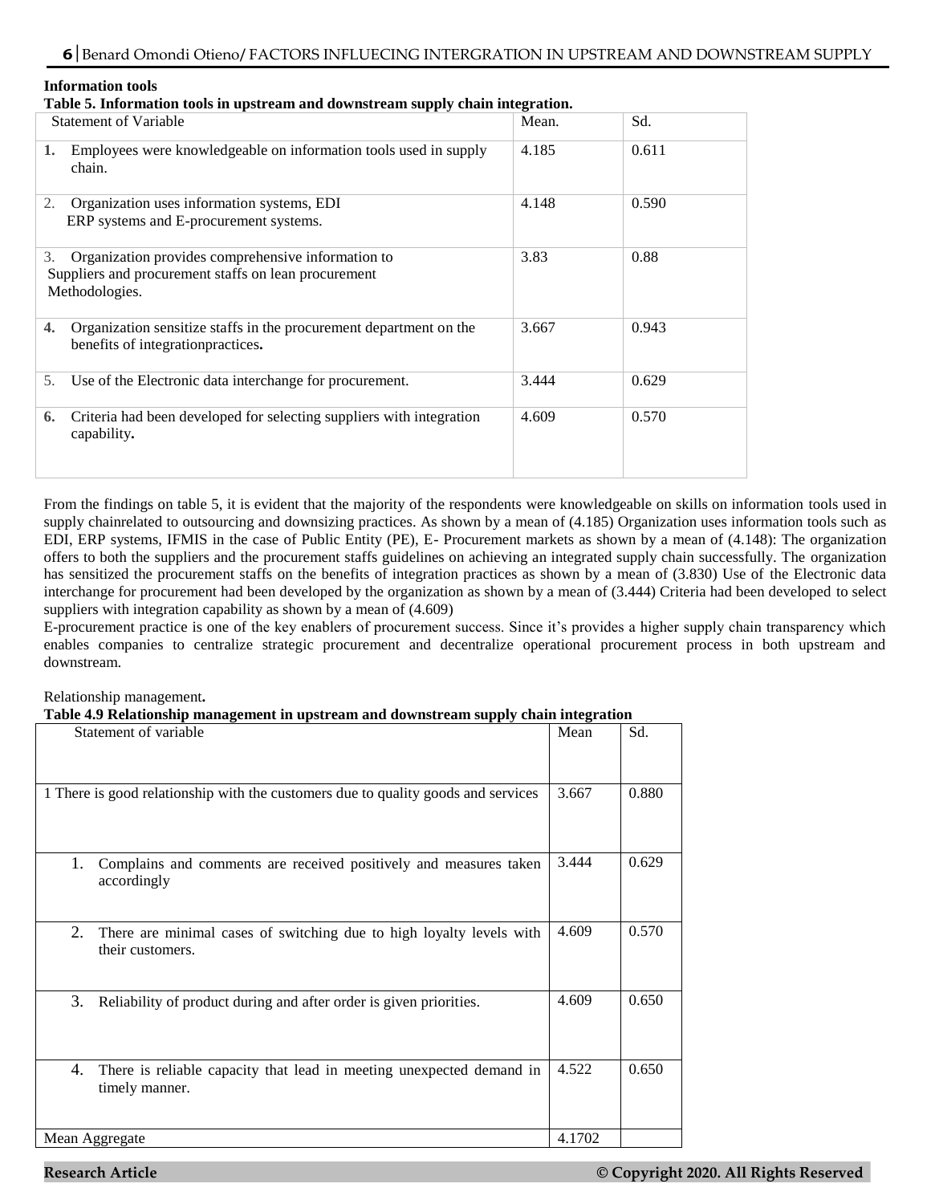**Information tools**

**Table 5. Information tools in upstream and downstream supply chain integration.**

| Statement of Variable | Mean. | Sd. |
|---|---|---|
| **1.** Employees were knowledgeable on information tools used in supply chain. | 4.185 | 0.611 |
| 2. Organization uses information systems, EDI ERP systems and E-procurement systems. | 4.148 | 0.590 |
| 3. Organization provides comprehensive information to Suppliers and procurement staffs on lean procurement Methodologies. | 3.83 | 0.88 |
| **4.** Organization sensitize staffs in the procurement department on the benefits of integrationpractices**.** | 3.667 | 0.943 |
| 5. Use of the Electronic data interchange for procurement. | 3.444 | 0.629 |
| **6.** Criteria had been developed for selecting suppliers with integration capability**.** | 4.609 | 0.570 |

From the findings on table 5, it is evident that the majority of the respondents were knowledgeable on skills on information tools used in supply chainrelated to outsourcing and downsizing practices. As shown by a mean of (4.185) Organization uses information tools such as EDI, ERP systems, IFMIS in the case of Public Entity (PE), E- Procurement markets as shown by a mean of (4.148): The organization offers to both the suppliers and the procurement staffs guidelines on achieving an integrated supply chain successfully. The organization has sensitized the procurement staffs on the benefits of integration practices as shown by a mean of (3.830) Use of the Electronic data interchange for procurement had been developed by the organization as shown by a mean of (3.444) Criteria had been developed to select suppliers with integration capability as shown by a mean of (4.609)

E-procurement practice is one of the key enablers of procurement success. Since it's provides a higher supply chain transparency which enables companies to centralize strategic procurement and decentralize operational procurement process in both upstream and downstream.

Relationship management**.**

**Table 4.9 Relationship management in upstream and downstream supply chain integration**

| Statement of variable | Mean | Sd. |
|---|---|---|
| 1 There is good relationship with the customers due to quality goods and services | 3.667 | 0.880 |
| 1. Complains and comments are received positively and measures taken accordingly | 3.444 | 0.629 |
| 2. There are minimal cases of switching due to high loyalty levels with their customers. | 4.609 | 0.570 |
| 3. Reliability of product during and after order is given priorities. | 4.609 | 0.650 |
| 4. There is reliable capacity that lead in meeting unexpected demand in timely manner. | 4.522 | 0.650 |
| Mean Aggregate | 4.1702 | |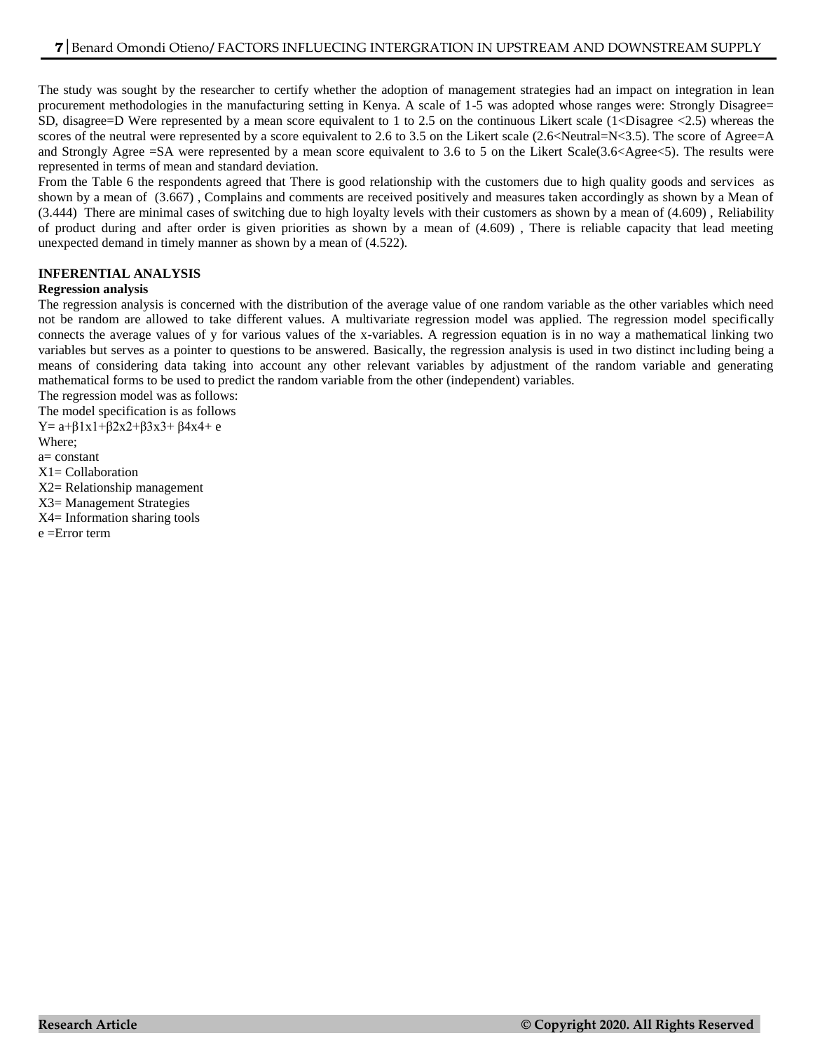The study was sought by the researcher to certify whether the adoption of management strategies had an impact on integration in lean procurement methodologies in the manufacturing setting in Kenya. A scale of 1-5 was adopted whose ranges were: Strongly Disagree= SD, disagree=D Were represented by a mean score equivalent to 1 to 2.5 on the continuous Likert scale (1<Disagree <2.5) whereas the scores of the neutral were represented by a score equivalent to 2.6 to 3.5 on the Likert scale (2.6<Neutral=N<3.5). The score of Agree=A and Strongly Agree =SA were represented by a mean score equivalent to 3.6 to 5 on the Likert Scale(3.6<Agree<5). The results were represented in terms of mean and standard deviation.

From the Table 6 the respondents agreed that There is good relationship with the customers due to high quality goods and services as shown by a mean of (3.667) , Complains and comments are received positively and measures taken accordingly as shown by a Mean of (3.444) There are minimal cases of switching due to high loyalty levels with their customers as shown by a mean of (4.609) , Reliability of product during and after order is given priorities as shown by a mean of (4.609) , There is reliable capacity that lead meeting unexpected demand in timely manner as shown by a mean of (4.522).

**INFERENTIAL ANALYSIS**

**Regression analysis**

The regression analysis is concerned with the distribution of the average value of one random variable as the other variables which need not be random are allowed to take different values. A multivariate regression model was applied. The regression model specifically connects the average values of y for various values of the x-variables. A regression equation is in no way a mathematical linking two variables but serves as a pointer to questions to be answered. Basically, the regression analysis is used in two distinct including being a means of considering data taking into account any other relevant variables by adjustment of the random variable and generating mathematical forms to be used to predict the random variable from the other (independent) variables.

The regression model was as follows:

The model specification is as follows

$Y= a+\beta 1x1+\beta 2x2+\beta 3x3+ \beta 4x4+ e$

Where;

a= constant

X1= Collaboration

X2= Relationship management

X3= Management Strategies

X4= Information sharing tools

e =Error term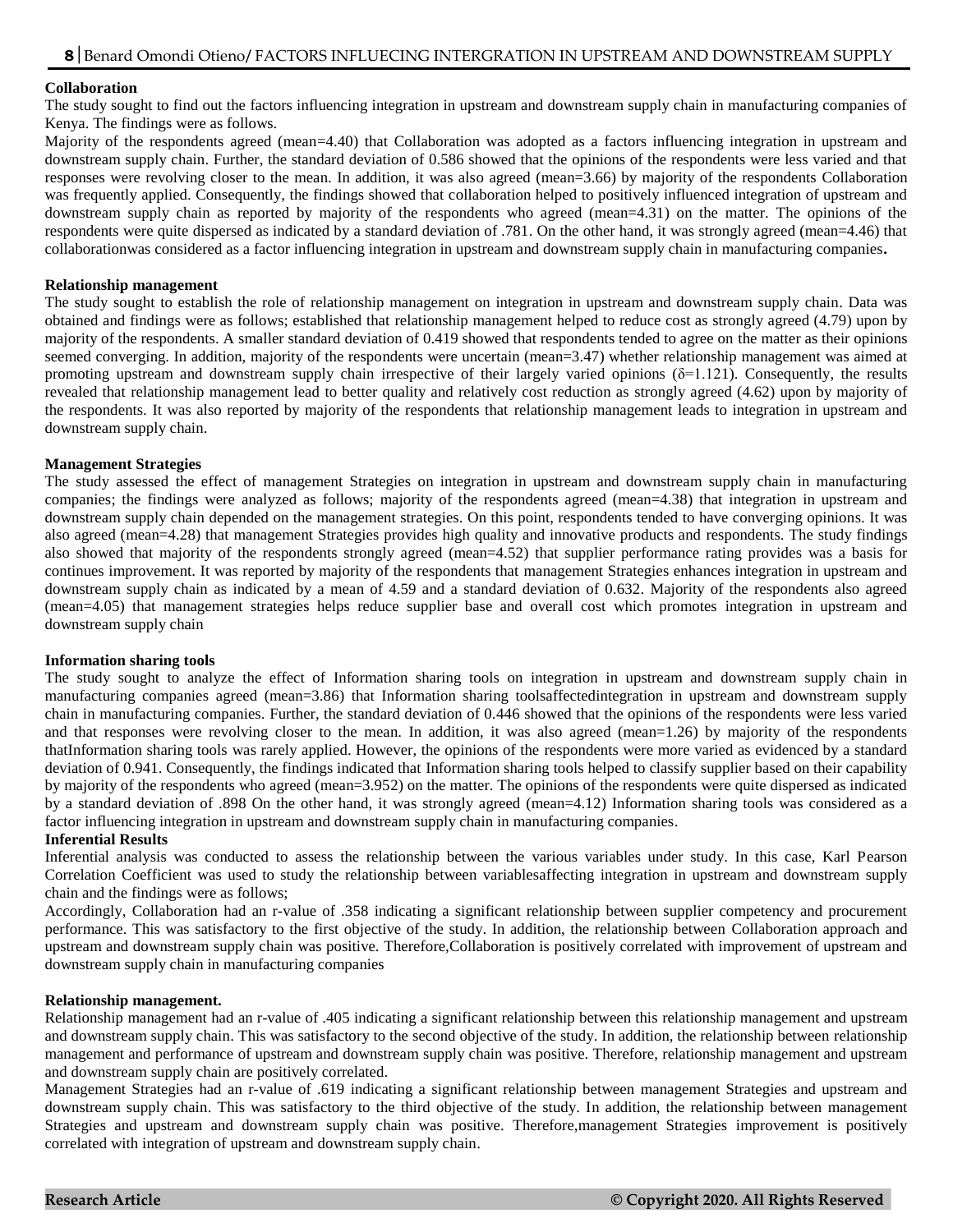**Collaboration**

The study sought to find out the factors influencing integration in upstream and downstream supply chain in manufacturing companies of Kenya. The findings were as follows.

Majority of the respondents agreed (mean=4.40) that Collaboration was adopted as a factors influencing integration in upstream and downstream supply chain. Further, the standard deviation of 0.586 showed that the opinions of the respondents were less varied and that responses were revolving closer to the mean. In addition, it was also agreed (mean=3.66) by majority of the respondents Collaboration was frequently applied. Consequently, the findings showed that collaboration helped to positively influenced integration of upstream and downstream supply chain as reported by majority of the respondents who agreed (mean=4.31) on the matter. The opinions of the respondents were quite dispersed as indicated by a standard deviation of .781. On the other hand, it was strongly agreed (mean=4.46) that collaborationwas considered as a factor influencing integration in upstream and downstream supply chain in manufacturing companies**.**

**Relationship management**

The study sought to establish the role of relationship management on integration in upstream and downstream supply chain. Data was obtained and findings were as follows; established that relationship management helped to reduce cost as strongly agreed (4.79) upon by majority of the respondents. A smaller standard deviation of 0.419 showed that respondents tended to agree on the matter as their opinions seemed converging. In addition, majority of the respondents were uncertain (mean=3.47) whether relationship management was aimed at promoting upstream and downstream supply chain irrespective of their largely varied opinions ($\delta$=1.121). Consequently, the results revealed that relationship management lead to better quality and relatively cost reduction as strongly agreed (4.62) upon by majority of the respondents. It was also reported by majority of the respondents that relationship management leads to integration in upstream and downstream supply chain.

**Management Strategies**

The study assessed the effect of management Strategies on integration in upstream and downstream supply chain in manufacturing companies; the findings were analyzed as follows; majority of the respondents agreed (mean=4.38) that integration in upstream and downstream supply chain depended on the management strategies. On this point, respondents tended to have converging opinions. It was also agreed (mean=4.28) that management Strategies provides high quality and innovative products and respondents. The study findings also showed that majority of the respondents strongly agreed (mean=4.52) that supplier performance rating provides was a basis for continues improvement. It was reported by majority of the respondents that management Strategies enhances integration in upstream and downstream supply chain as indicated by a mean of 4.59 and a standard deviation of 0.632. Majority of the respondents also agreed (mean=4.05) that management strategies helps reduce supplier base and overall cost which promotes integration in upstream and downstream supply chain

**Information sharing tools**

The study sought to analyze the effect of Information sharing tools on integration in upstream and downstream supply chain in manufacturing companies agreed (mean=3.86) that Information sharing toolsaffectedintegration in upstream and downstream supply chain in manufacturing companies. Further, the standard deviation of 0.446 showed that the opinions of the respondents were less varied and that responses were revolving closer to the mean. In addition, it was also agreed (mean=1.26) by majority of the respondents thatInformation sharing tools was rarely applied. However, the opinions of the respondents were more varied as evidenced by a standard deviation of 0.941. Consequently, the findings indicated that Information sharing tools helped to classify supplier based on their capability by majority of the respondents who agreed (mean=3.952) on the matter. The opinions of the respondents were quite dispersed as indicated by a standard deviation of .898 On the other hand, it was strongly agreed (mean=4.12) Information sharing tools was considered as a factor influencing integration in upstream and downstream supply chain in manufacturing companies.

**Inferential Results**

Inferential analysis was conducted to assess the relationship between the various variables under study. In this case, Karl Pearson Correlation Coefficient was used to study the relationship between variablesaffecting integration in upstream and downstream supply chain and the findings were as follows;

Accordingly, Collaboration had an r-value of .358 indicating a significant relationship between supplier competency and procurement performance. This was satisfactory to the first objective of the study. In addition, the relationship between Collaboration approach and upstream and downstream supply chain was positive. Therefore,Collaboration is positively correlated with improvement of upstream and downstream supply chain in manufacturing companies

**Relationship management.**

Relationship management had an r-value of .405 indicating a significant relationship between this relationship management and upstream and downstream supply chain. This was satisfactory to the second objective of the study. In addition, the relationship between relationship management and performance of upstream and downstream supply chain was positive. Therefore, relationship management and upstream and downstream supply chain are positively correlated.

Management Strategies had an r-value of .619 indicating a significant relationship between management Strategies and upstream and downstream supply chain. This was satisfactory to the third objective of the study. In addition, the relationship between management Strategies and upstream and downstream supply chain was positive. Therefore,management Strategies improvement is positively correlated with integration of upstream and downstream supply chain.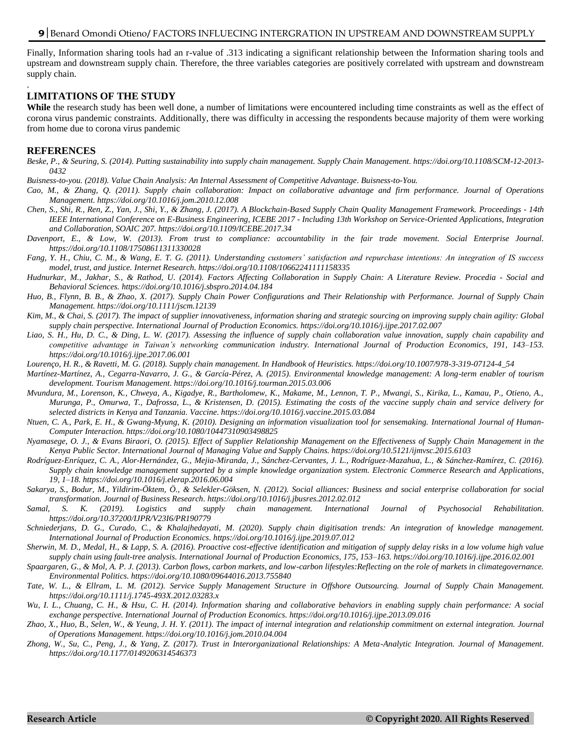Finally, Information sharing tools had an r-value of .313 indicating a significant relationship between the Information sharing tools and upstream and downstream supply chain. Therefore, the three variables categories are positively correlated with upstream and downstream supply chain.

.

## LIMITATIONS OF THE STUDY

**While** the research study has been well done, a number of limitations were encountered including time constraints as well as the effect of corona virus pandemic constraints. Additionally, there was difficulty in accessing the respondents because majority of them were working from home due to corona virus pandemic

## REFERENCES

*Beske, P., & Seuring, S. (2014). Putting sustainability into supply chain management. Supply Chain Management. https://doi.org/10.1108/SCM-12-2013-0432*

*Buisness-to-you. (2018). Value Chain Analysis: An Internal Assessment of Competitive Advantage. Buisness-to-You.*

*Cao, M., & Zhang, Q. (2011). Supply chain collaboration: Impact on collaborative advantage and firm performance. Journal of Operations Management. https://doi.org/10.1016/j.jom.2010.12.008*

*Chen, S., Shi, R., Ren, Z., Yan, J., Shi, Y., & Zhang, J. (2017). A Blockchain-Based Supply Chain Quality Management Framework. Proceedings - 14th IEEE International Conference on E-Business Engineering, ICEBE 2017 - Including 13th Workshop on Service-Oriented Applications, Integration and Collaboration, SOAIC 207. https://doi.org/10.1109/ICEBE.2017.34*

*Davenport, E., & Low, W. (2013). From trust to compliance: accountability in the fair trade movement. Social Enterprise Journal. https://doi.org/10.1108/17508611311330028*

*Fang, Y. H., Chiu, C. M., & Wang, E. T. G. (2011). Understanding customers' satisfaction and repurchase intentions: An integration of IS success model, trust, and justice. Internet Research. https://doi.org/10.1108/10662241111158335*

*Hudnurkar, M., Jakhar, S., & Rathod, U. (2014). Factors Affecting Collaboration in Supply Chain: A Literature Review. Procedia - Social and Behavioral Sciences. https://doi.org/10.1016/j.sbspro.2014.04.184*

*Huo, B., Flynn, B. B., & Zhao, X. (2017). Supply Chain Power Configurations and Their Relationship with Performance. Journal of Supply Chain Management. https://doi.org/10.1111/jscm.12139*

*Kim, M., & Chai, S. (2017). The impact of supplier innovativeness, information sharing and strategic sourcing on improving supply chain agility: Global supply chain perspective. International Journal of Production Economics. https://doi.org/10.1016/j.ijpe.2017.02.007*

*Liao, S. H., Hu, D. C., & Ding, L. W. (2017). Assessing the influence of supply chain collaboration value innovation, supply chain capability and competitive advantage in Taiwan's networking communication industry. International Journal of Production Economics, 191, 143–153. https://doi.org/10.1016/j.ijpe.2017.06.001*

*Lourenço, H. R., & Ravetti, M. G. (2018). Supply chain management. In Handbook of Heuristics. https://doi.org/10.1007/978-3-319-07124-4_54*

*Martínez-Martínez, A., Cegarra-Navarro, J. G., & García-Pérez, A. (2015). Environmental knowledge management: A long-term enabler of tourism development. Tourism Management. https://doi.org/10.1016/j.tourman.2015.03.006*

*Mvundura, M., Lorenson, K., Chweya, A., Kigadye, R., Bartholomew, K., Makame, M., Lennon, T. P., Mwangi, S., Kirika, L., Kamau, P., Otieno, A., Murunga, P., Omurwa, T., Dafrossa, L., & Kristensen, D. (2015). Estimating the costs of the vaccine supply chain and service delivery for selected districts in Kenya and Tanzania. Vaccine. https://doi.org/10.1016/j.vaccine.2015.03.084*

*Ntuen, C. A., Park, E. H., & Gwang-Myung, K. (2010). Designing an information visualization tool for sensemaking. International Journal of Human-Computer Interaction. https://doi.org/10.1080/10447310903498825*

*Nyamasege, O. J., & Evans Biraori, O. (2015). Effect of Supplier Relationship Management on the Effectiveness of Supply Chain Management in the Kenya Public Sector. International Journal of Managing Value and Supply Chains. https://doi.org/10.5121/ijmvsc.2015.6103*

*Rodríguez-Enríquez, C. A., Alor-Hernández, G., Mejia-Miranda, J., Sánchez-Cervantes, J. L., Rodríguez-Mazahua, L., & Sánchez-Ramírez, C. (2016). Supply chain knowledge management supported by a simple knowledge organization system. Electronic Commerce Research and Applications, 19, 1–18. https://doi.org/10.1016/j.elerap.2016.06.004*

*Sakarya, S., Bodur, M., Yildirim-Öktem, Ö., & Selekler-Göksen, N. (2012). Social alliances: Business and social enterprise collaboration for social transformation. Journal of Business Research. https://doi.org/10.1016/j.jbusres.2012.02.012*

*Samal, S. K. (2019). Logistics and supply chain management. International Journal of Psychosocial Rehabilitation. https://doi.org/10.37200/IJPR/V23I6/PR190779*

*Schniederjans, D. G., Curado, C., & Khalajhedayati, M. (2020). Supply chain digitisation trends: An integration of knowledge management. International Journal of Production Economics. https://doi.org/10.1016/j.ijpe.2019.07.012*

*Sherwin, M. D., Medal, H., & Lapp, S. A. (2016). Proactive cost-effective identification and mitigation of supply delay risks in a low volume high value supply chain using fault-tree analysis. International Journal of Production Economics, 175, 153–163. https://doi.org/10.1016/j.ijpe.2016.02.001*

*Spaargaren, G., & Mol, A. P. J. (2013). Carbon flows, carbon markets, and low-carbon lifestyles:Reflecting on the role of markets in climategovernance. Environmental Politics. https://doi.org/10.1080/09644016.2013.755840*

*Tate, W. L., & Ellram, L. M. (2012). Service Supply Management Structure in Offshore Outsourcing. Journal of Supply Chain Management. https://doi.org/10.1111/j.1745-493X.2012.03283.x*

*Wu, I. L., Chuang, C. H., & Hsu, C. H. (2014). Information sharing and collaborative behaviors in enabling supply chain performance: A social exchange perspective. International Journal of Production Economics. https://doi.org/10.1016/j.ijpe.2013.09.016*

*Zhao, X., Huo, B., Selen, W., & Yeung, J. H. Y. (2011). The impact of internal integration and relationship commitment on external integration. Journal of Operations Management. https://doi.org/10.1016/j.jom.2010.04.004*

*Zhong, W., Su, C., Peng, J., & Yang, Z. (2017). Trust in Interorganizational Relationships: A Meta-Analytic Integration. Journal of Management. https://doi.org/10.1177/0149206314546373*